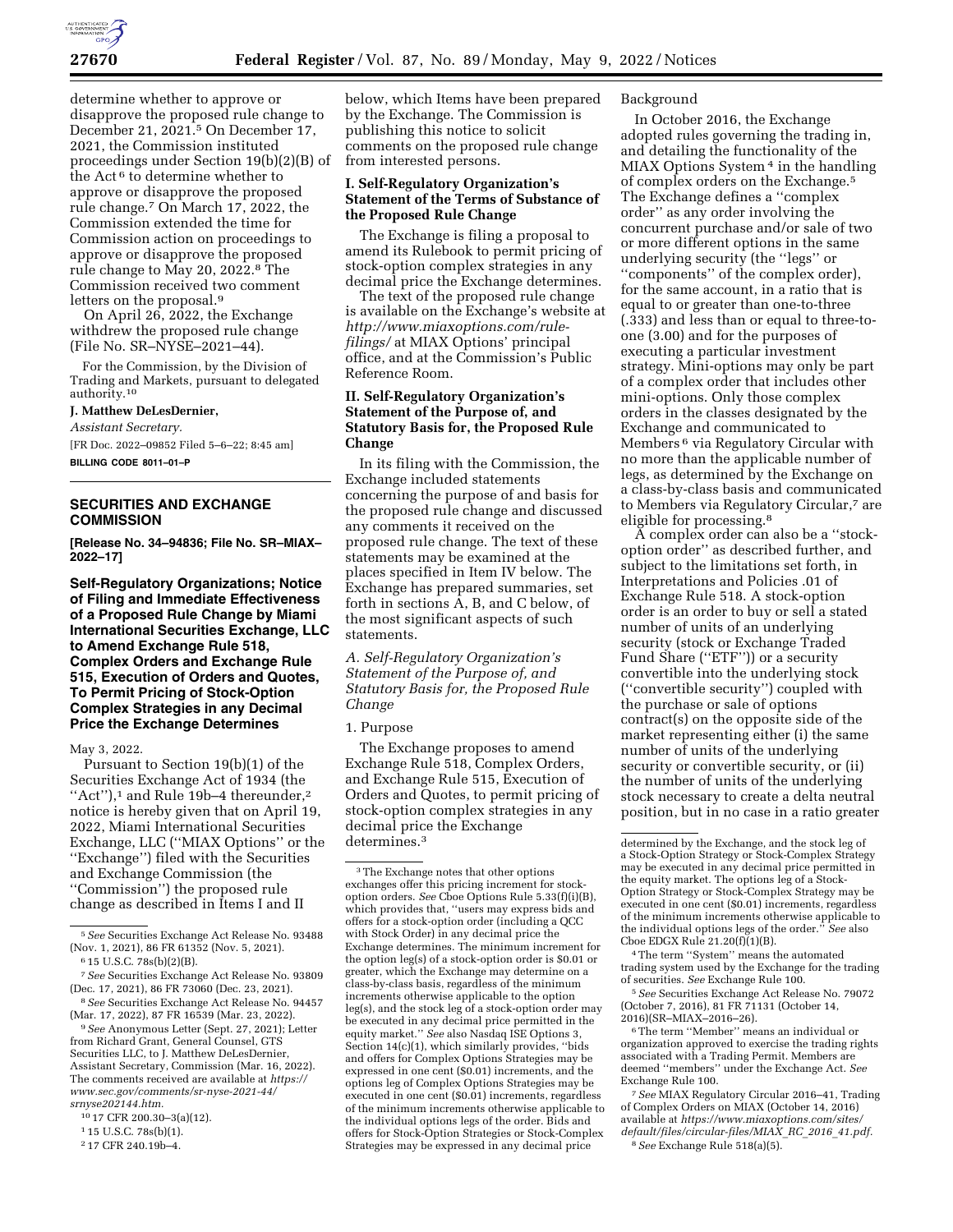determine whether to approve or disapprove the proposed rule change to December 21, 2021.[5] On December 17, 2021, the Commission instituted proceedings under Section 19(b)(2)(B) of the Act[6] to determine whether to approve or disapprove the proposed rule change.[7] On March 17, 2022, the Commission extended the time for Commission action on proceedings to approve or disapprove the proposed rule change to May 20, 2022.[8] The Commission received two comment letters on the proposal.[9]

On April 26, 2022, the Exchange withdrew the proposed rule change (File No. SR–NYSE–2021–44).

For the Commission, by the Division of Trading and Markets, pursuant to delegated authority.[10]

**J. Matthew DeLesDernier,**

*Assistant Secretary.*

[FR Doc. 2022–09852 Filed 5–6–22; 8:45 am]

**BILLING CODE 8011–01–P**

[5] *See* Securities Exchange Act Release No. 93488 (Nov. 1, 2021), 86 FR 61352 (Nov. 5, 2021).

[6] 15 U.S.C. 78s(b)(2)(B).

[7] *See* Securities Exchange Act Release No. 93809 (Dec. 17, 2021), 86 FR 73060 (Dec. 23, 2021).

[8] *See* Securities Exchange Act Release No. 94457 (Mar. 17, 2022), 87 FR 16539 (Mar. 23, 2022).

[9] *See* Anonymous Letter (Sept. 27, 2021); Letter from Richard Grant, General Counsel, GTS Securities LLC, to J. Matthew DeLesDernier, Assistant Secretary, Commission (Mar. 16, 2022). The comments received are available at *https://www.sec.gov/comments/sr-nyse-2021-44/srnyse202144.htm.*

[10] 17 CFR 200.30–3(a)(12).

## SECURITIES AND EXCHANGE COMMISSION

**[Release No. 34–94836; File No. SR–MIAX–2022–17]**

### Self-Regulatory Organizations; Notice of Filing and Immediate Effectiveness of a Proposed Rule Change by Miami International Securities Exchange, LLC to Amend Exchange Rule 518, Complex Orders and Exchange Rule 515, Execution of Orders and Quotes, To Permit Pricing of Stock-Option Complex Strategies in any Decimal Price the Exchange Determines

May 3, 2022.

Pursuant to Section 19(b)(1) of the Securities Exchange Act of 1934 (the "Act"),[1] and Rule 19b–4 thereunder,[2] notice is hereby given that on April 19, 2022, Miami International Securities Exchange, LLC ("MIAX Options" or the "Exchange") filed with the Securities and Exchange Commission (the "Commission") the proposed rule change as described in Items I and II below, which Items have been prepared by the Exchange. The Commission is publishing this notice to solicit comments on the proposed rule change from interested persons.

[1] 15 U.S.C. 78s(b)(1).

[2] 17 CFR 240.19b–4.

### I. Self-Regulatory Organization's Statement of the Terms of Substance of the Proposed Rule Change

The Exchange is filing a proposal to amend its Rulebook to permit pricing of stock-option complex strategies in any decimal price the Exchange determines.

The text of the proposed rule change is available on the Exchange's website at *http://www.miaxoptions.com/rule-filings/* at MIAX Options' principal office, and at the Commission's Public Reference Room.

### II. Self-Regulatory Organization's Statement of the Purpose of, and Statutory Basis for, the Proposed Rule Change

In its filing with the Commission, the Exchange included statements concerning the purpose of and basis for the proposed rule change and discussed any comments it received on the proposed rule change. The text of these statements may be examined at the places specified in Item IV below. The Exchange has prepared summaries, set forth in sections A, B, and C below, of the most significant aspects of such statements.

#### *A. Self-Regulatory Organization's Statement of the Purpose of, and Statutory Basis for, the Proposed Rule Change*

1. Purpose

The Exchange proposes to amend Exchange Rule 518, Complex Orders, and Exchange Rule 515, Execution of Orders and Quotes, to permit pricing of stock-option complex strategies in any decimal price the Exchange determines.[3]

[3] The Exchange notes that other options exchanges offer this pricing increment for stock-option orders. *See* Cboe Options Rule 5.33(f)(i)(B), which provides that, "users may express bids and offers for a stock-option order (including a QCC with Stock Order) in any decimal price the Exchange determines. The minimum increment for the option leg(s) of a stock-option order is $0.01 or greater, which the Exchange may determine on a class-by-class basis, regardless of the minimum increments otherwise applicable to the option leg(s), and the stock leg of a stock-option order may be executed in any decimal price permitted in the equity market." *See* also Nasdaq ISE Options 3, Section 14(c)(1), which similarly provides, "bids and offers for Complex Options Strategies may be expressed in one cent ($0.01) increments, and the options leg of Complex Options Strategies may be executed in one cent ($0.01) increments, regardless of the minimum increments otherwise applicable to the individual options legs of the order. Bids and offers for Stock-Option Strategies or Stock-Complex Strategies may be expressed in any decimal price determined by the Exchange, and the stock leg of a Stock-Option Strategy or Stock-Complex Strategy may be executed in any decimal price permitted in the equity market. The options leg of a Stock-Option Strategy or Stock-Complex Strategy may be executed in one cent ($0.01) increments, regardless of the minimum increments otherwise applicable to the individual options legs of the order." *See* also Cboe EDGX Rule 21.20(f)(1)(B).

Background

In October 2016, the Exchange adopted rules governing the trading in, and detailing the functionality of the MIAX Options System[4] in the handling of complex orders on the Exchange.[5] The Exchange defines a "complex order" as any order involving the concurrent purchase and/or sale of two or more different options in the same underlying security (the "legs" or "components" of the complex order), for the same account, in a ratio that is equal to or greater than one-to-three (.333) and less than or equal to three-to-one (3.00) and for the purposes of executing a particular investment strategy. Mini-options may only be part of a complex order that includes other mini-options. Only those complex orders in the classes designated by the Exchange and communicated to Members[6] via Regulatory Circular with no more than the applicable number of legs, as determined by the Exchange on a class-by-class basis and communicated to Members via Regulatory Circular,[7] are eligible for processing.[8]

A complex order can also be a "stock-option order" as described further, and subject to the limitations set forth, in Interpretations and Policies .01 of Exchange Rule 518. A stock-option order is an order to buy or sell a stated number of units of an underlying security (stock or Exchange Traded Fund Share ("ETF")) or a security convertible into the underlying stock ("convertible security") coupled with the purchase or sale of options contract(s) on the opposite side of the market representing either (i) the same number of units of the underlying security or convertible security, or (ii) the number of units of the underlying stock necessary to create a delta neutral position, but in no case in a ratio greater

[4] The term "System" means the automated trading system used by the Exchange for the trading of securities. *See* Exchange Rule 100.

[5] *See* Securities Exchange Act Release No. 79072 (October 7, 2016), 81 FR 71131 (October 14, 2016)(SR–MIAX–2016–26).

[6] The term "Member" means an individual or organization approved to exercise the trading rights associated with a Trading Permit. Members are deemed "members" under the Exchange Act. *See* Exchange Rule 100.

[7] *See* MIAX Regulatory Circular 2016–41, Trading of Complex Orders on MIAX (October 14, 2016) available at *https://www.miaxoptions.com/sites/default/files/circular-files/MIAX_RC_2016_41.pdf.*

[8] *See* Exchange Rule 518(a)(5).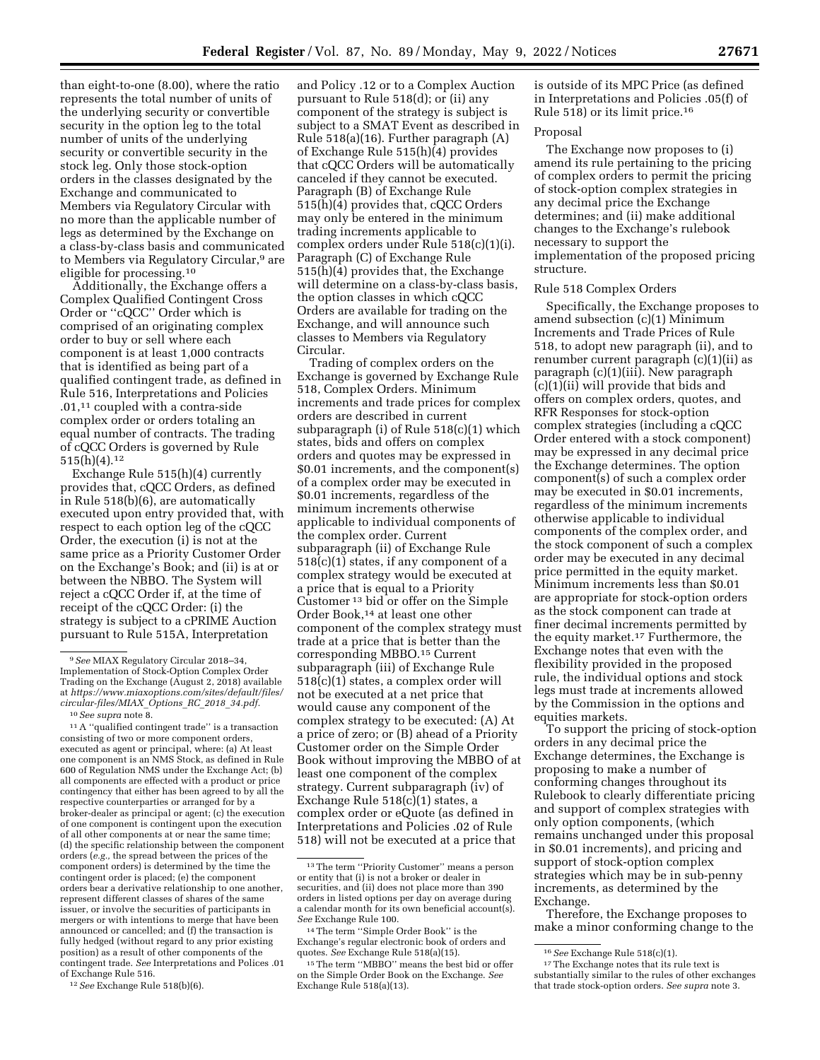than eight-to-one (8.00), where the ratio represents the total number of units of the underlying security or convertible security in the option leg to the total number of units of the underlying security or convertible security in the stock leg. Only those stock-option orders in the classes designated by the Exchange and communicated to Members via Regulatory Circular with no more than the applicable number of legs as determined by the Exchange on a class-by-class basis and communicated to Members via Regulatory Circular,[9] are eligible for processing.[10]

Additionally, the Exchange offers a Complex Qualified Contingent Cross Order or ''cQCC'' Order which is comprised of an originating complex order to buy or sell where each component is at least 1,000 contracts that is identified as being part of a qualified contingent trade, as defined in Rule 516, Interpretations and Policies .01,[11] coupled with a contra-side complex order or orders totaling an equal number of contracts. The trading of cQCC Orders is governed by Rule 515(h)(4).[12]

Exchange Rule 515(h)(4) currently provides that, cQCC Orders, as defined in Rule 518(b)(6), are automatically executed upon entry provided that, with respect to each option leg of the cQCC Order, the execution (i) is not at the same price as a Priority Customer Order on the Exchange's Book; and (ii) is at or between the NBBO. The System will reject a cQCC Order if, at the time of receipt of the cQCC Order: (i) the strategy is subject to a cPRIME Auction pursuant to Rule 515A, Interpretation and Policy .12 or to a Complex Auction pursuant to Rule 518(d); or (ii) any component of the strategy is subject is subject to a SMAT Event as described in Rule 518(a)(16). Further paragraph (A) of Exchange Rule 515(h)(4) provides that cQCC Orders will be automatically canceled if they cannot be executed. Paragraph (B) of Exchange Rule 515(h)(4) provides that, cQCC Orders may only be entered in the minimum trading increments applicable to complex orders under Rule 518(c)(1)(i). Paragraph (C) of Exchange Rule 515(h)(4) provides that, the Exchange will determine on a class-by-class basis, the option classes in which cQCC Orders are available for trading on the Exchange, and will announce such classes to Members via Regulatory Circular.

Trading of complex orders on the Exchange is governed by Exchange Rule 518, Complex Orders. Minimum increments and trade prices for complex orders are described in current subparagraph (i) of Rule 518(c)(1) which states, bids and offers on complex orders and quotes may be expressed in $0.01 increments, and the component(s) of a complex order may be executed in $0.01 increments, regardless of the minimum increments otherwise applicable to individual components of the complex order. Current subparagraph (ii) of Exchange Rule 518(c)(1) states, if any component of a complex strategy would be executed at a price that is equal to a Priority Customer[13] bid or offer on the Simple Order Book,[14] at least one other component of the complex strategy must trade at a price that is better than the corresponding MBBO.[15] Current subparagraph (iii) of Exchange Rule 518(c)(1) states, a complex order will not be executed at a net price that would cause any component of the complex strategy to be executed: (A) At a price of zero; or (B) ahead of a Priority Customer order on the Simple Order Book without improving the MBBO of at least one component of the complex strategy. Current subparagraph (iv) of Exchange Rule 518(c)(1) states, a complex order or eQuote (as defined in Interpretations and Policies .02 of Rule 518) will not be executed at a price that is outside of its MPC Price (as defined in Interpretations and Policies .05(f) of Rule 518) or its limit price.[16]

## Proposal

The Exchange now proposes to (i) amend its rule pertaining to the pricing of complex orders to permit the pricing of stock-option complex strategies in any decimal price the Exchange determines; and (ii) make additional changes to the Exchange's rulebook necessary to support the implementation of the proposed pricing structure.

### Rule 518 Complex Orders

Specifically, the Exchange proposes to amend subsection (c)(1) Minimum Increments and Trade Prices of Rule 518, to adopt new paragraph (ii), and to renumber current paragraph (c)(1)(ii) as paragraph (c)(1)(iii). New paragraph (c)(1)(ii) will provide that bids and offers on complex orders, quotes, and RFR Responses for stock-option complex strategies (including a cQCC Order entered with a stock component) may be expressed in any decimal price the Exchange determines. The option component(s) of such a complex order may be executed in $0.01 increments, regardless of the minimum increments otherwise applicable to individual components of the complex order, and the stock component of such a complex order may be executed in any decimal price permitted in the equity market. Minimum increments less than $0.01 are appropriate for stock-option orders as the stock component can trade at finer decimal increments permitted by the equity market.[17] Furthermore, the Exchange notes that even with the flexibility provided in the proposed rule, the individual options and stock legs must trade at increments allowed by the Commission in the options and equities markets.

To support the pricing of stock-option orders in any decimal price the Exchange determines, the Exchange is proposing to make a number of conforming changes throughout its Rulebook to clearly differentiate pricing and support of complex strategies with only option components, (which remains unchanged under this proposal in $0.01 increments), and pricing and support of stock-option complex strategies which may be in sub-penny increments, as determined by the Exchange.

Therefore, the Exchange proposes to make a minor conforming change to the

---

[9] *See* MIAX Regulatory Circular 2018–34, Implementation of Stock-Option Complex Order Trading on the Exchange (August 2, 2018) available at *https://www.miaxoptions.com/sites/default/files/circular-files/MIAX_Options_RC_2018_34.pdf.*

[10] *See supra* note 8.

[11] A ''qualified contingent trade'' is a transaction consisting of two or more component orders, executed as agent or principal, where: (a) At least one component is an NMS Stock, as defined in Rule 600 of Regulation NMS under the Exchange Act; (b) all components are effected with a product or price contingency that either has been agreed to by all the respective counterparties or arranged for by a broker-dealer as principal or agent; (c) the execution of one component is contingent upon the execution of all other components at or near the same time; (d) the specific relationship between the component orders (*e.g.,* the spread between the prices of the component orders) is determined by the time the contingent order is placed; (e) the component orders bear a derivative relationship to one another, represent different classes of shares of the same issuer, or involve the securities of participants in mergers or with intentions to merge that have been announced or cancelled; and (f) the transaction is fully hedged (without regard to any prior existing position) as a result of other components of the contingent trade. *See* Interpretations and Polices .01 of Exchange Rule 516.

[12] *See* Exchange Rule 518(b)(6).

[13] The term ''Priority Customer'' means a person or entity that (i) is not a broker or dealer in securities, and (ii) does not place more than 390 orders in listed options per day on average during a calendar month for its own beneficial account(s). *See* Exchange Rule 100.

[14] The term ''Simple Order Book'' is the Exchange's regular electronic book of orders and quotes. *See* Exchange Rule 518(a)(15).

[15] The term ''MBBO'' means the best bid or offer on the Simple Order Book on the Exchange. *See* Exchange Rule 518(a)(13).

[16] *See* Exchange Rule 518(c)(1).

[17] The Exchange notes that its rule text is substantially similar to the rules of other exchanges that trade stock-option orders. *See supra* note 3.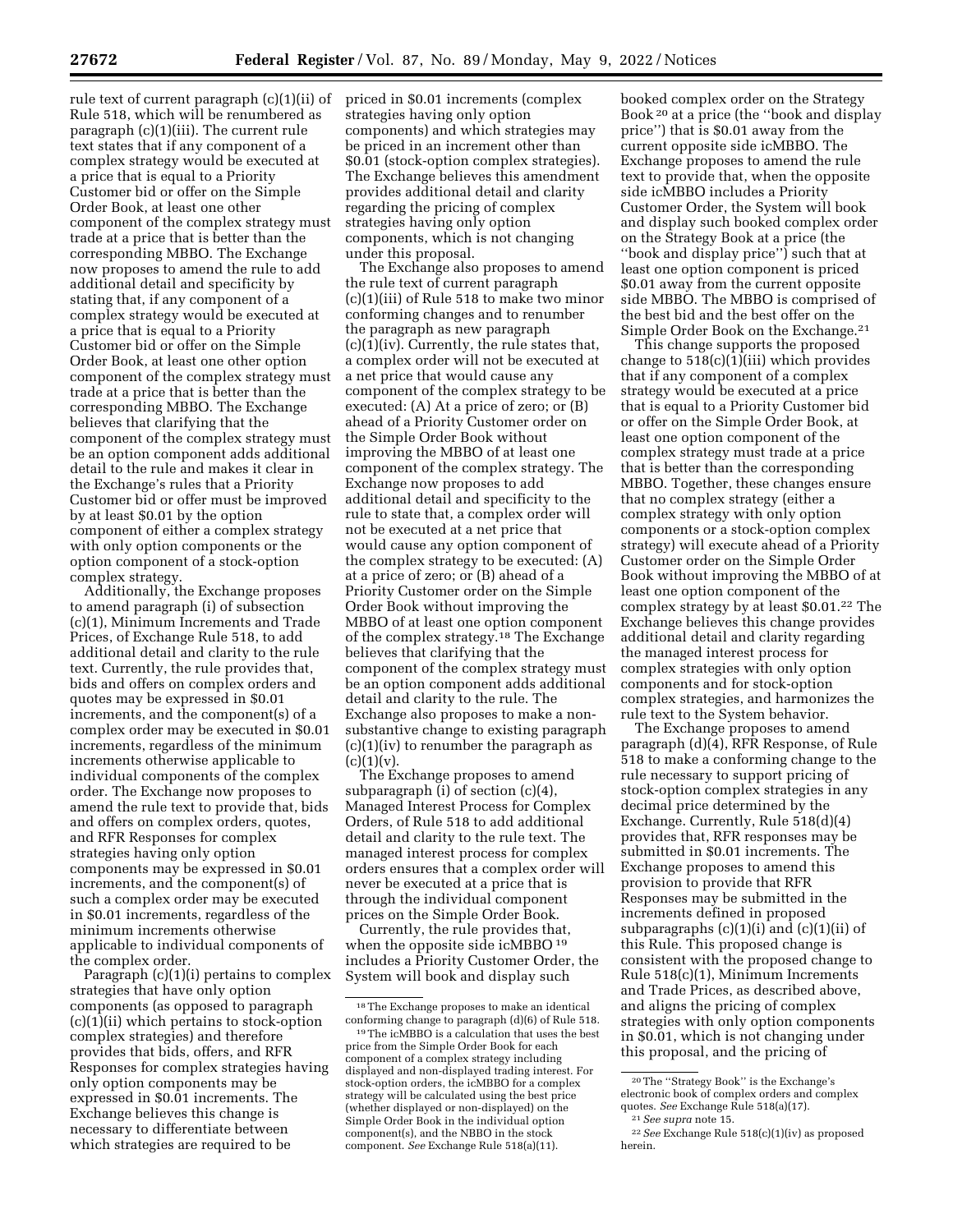rule text of current paragraph (c)(1)(ii) of Rule 518, which will be renumbered as paragraph (c)(1)(iii). The current rule text states that if any component of a complex strategy would be executed at a price that is equal to a Priority Customer bid or offer on the Simple Order Book, at least one other component of the complex strategy must trade at a price that is better than the corresponding MBBO. The Exchange now proposes to amend the rule to add additional detail and specificity by stating that, if any component of a complex strategy would be executed at a price that is equal to a Priority Customer bid or offer on the Simple Order Book, at least one other option component of the complex strategy must trade at a price that is better than the corresponding MBBO. The Exchange believes that clarifying that the component of the complex strategy must be an option component adds additional detail to the rule and makes it clear in the Exchange's rules that a Priority Customer bid or offer must be improved by at least $0.01 by the option component of either a complex strategy with only option components or the option component of a stock-option complex strategy.

Additionally, the Exchange proposes to amend paragraph (i) of subsection (c)(1), Minimum Increments and Trade Prices, of Exchange Rule 518, to add additional detail and clarity to the rule text. Currently, the rule provides that, bids and offers on complex orders and quotes may be expressed in $0.01 increments, and the component(s) of a complex order may be executed in $0.01 increments, regardless of the minimum increments otherwise applicable to individual components of the complex order. The Exchange now proposes to amend the rule text to provide that, bids and offers on complex orders, quotes, and RFR Responses for complex strategies having only option components may be expressed in $0.01 increments, and the component(s) of such a complex order may be executed in $0.01 increments, regardless of the minimum increments otherwise applicable to individual components of the complex order.

Paragraph (c)(1)(i) pertains to complex strategies that have only option components (as opposed to paragraph (c)(1)(ii) which pertains to stock-option complex strategies) and therefore provides that bids, offers, and RFR Responses for complex strategies having only option components may be expressed in $0.01 increments. The Exchange believes this change is necessary to differentiate between which strategies are required to be priced in $0.01 increments (complex strategies having only option components) and which strategies may be priced in an increment other than $0.01 (stock-option complex strategies). The Exchange believes this amendment provides additional detail and clarity regarding the pricing of complex strategies having only option components, which is not changing under this proposal.

The Exchange also proposes to amend the rule text of current paragraph (c)(1)(iii) of Rule 518 to make two minor conforming changes and to renumber the paragraph as new paragraph (c)(1)(iv). Currently, the rule states that, a complex order will not be executed at a net price that would cause any component of the complex strategy to be executed: (A) At a price of zero; or (B) ahead of a Priority Customer order on the Simple Order Book without improving the MBBO of at least one component of the complex strategy. The Exchange now proposes to add additional detail and specificity to the rule to state that, a complex order will not be executed at a net price that would cause any option component of the complex strategy to be executed: (A) at a price of zero; or (B) ahead of a Priority Customer order on the Simple Order Book without improving the MBBO of at least one option component of the complex strategy.[18] The Exchange believes that clarifying that the component of the complex strategy must be an option component adds additional detail and clarity to the rule. The Exchange also proposes to make a non-substantive change to existing paragraph (c)(1)(iv) to renumber the paragraph as (c)(1)(v).

The Exchange proposes to amend subparagraph (i) of section (c)(4), Managed Interest Process for Complex Orders, of Rule 518 to add additional detail and clarity to the rule text. The managed interest process for complex orders ensures that a complex order will never be executed at a price that is through the individual component prices on the Simple Order Book.

Currently, the rule provides that, when the opposite side icMBBO[19] includes a Priority Customer Order, the System will book and display such booked complex order on the Strategy Book[20] at a price (the "book and display price") that is $0.01 away from the current opposite side icMBBO. The Exchange proposes to amend the rule text to provide that, when the opposite side icMBBO includes a Priority Customer Order, the System will book and display such booked complex order on the Strategy Book at a price (the "book and display price") such that at least one option component is priced $0.01 away from the current opposite side MBBO. The MBBO is comprised of the best bid and the best offer on the Simple Order Book on the Exchange.[21]

This change supports the proposed change to 518(c)(1)(iii) which provides that if any component of a complex strategy would be executed at a price that is equal to a Priority Customer bid or offer on the Simple Order Book, at least one option component of the complex strategy must trade at a price that is better than the corresponding MBBO. Together, these changes ensure that no complex strategy (either a complex strategy with only option components or a stock-option complex strategy) will execute ahead of a Priority Customer order on the Simple Order Book without improving the MBBO of at least one option component of the complex strategy by at least $0.01.[22] The Exchange believes this change provides additional detail and clarity regarding the managed interest process for complex strategies with only option components and for stock-option complex strategies, and harmonizes the rule text to the System behavior.

The Exchange proposes to amend paragraph (d)(4), RFR Response, of Rule 518 to make a conforming change to the rule necessary to support pricing of stock-option complex strategies in any decimal price determined by the Exchange. Currently, Rule 518(d)(4) provides that, RFR responses may be submitted in $0.01 increments. The Exchange proposes to amend this provision to provide that RFR Responses may be submitted in the increments defined in proposed subparagraphs (c)(1)(i) and (c)(1)(ii) of this Rule. This proposed change is consistent with the proposed change to Rule 518(c)(1), Minimum Increments and Trade Prices, as described above, and aligns the pricing of complex strategies with only option components in $0.01, which is not changing under this proposal, and the pricing of

[18] The Exchange proposes to make an identical conforming change to paragraph (d)(6) of Rule 518.

[19] The icMBBO is a calculation that uses the best price from the Simple Order Book for each component of a complex strategy including displayed and non-displayed trading interest. For stock-option orders, the icMBBO for a complex strategy will be calculated using the best price (whether displayed or non-displayed) on the Simple Order Book in the individual option component(s), and the NBBO in the stock component. *See* Exchange Rule 518(a)(11).

[20] The "Strategy Book" is the Exchange's electronic book of complex orders and complex quotes. *See* Exchange Rule 518(a)(17).

[21] *See supra* note 15.

[22] *See* Exchange Rule 518(c)(1)(iv) as proposed herein.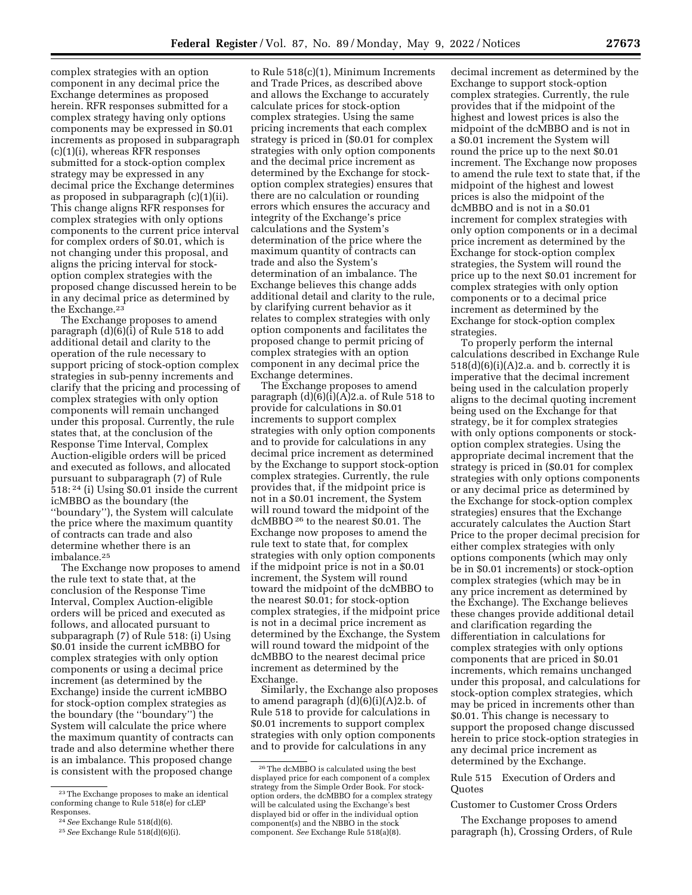complex strategies with an option component in any decimal price the Exchange determines as proposed herein. RFR responses submitted for a complex strategy having only options components may be expressed in $0.01 increments as proposed in subparagraph (c)(1)(i), whereas RFR responses submitted for a stock-option complex strategy may be expressed in any decimal price the Exchange determines as proposed in subparagraph (c)(1)(ii). This change aligns RFR responses for complex strategies with only options components to the current price interval for complex orders of $0.01, which is not changing under this proposal, and aligns the pricing interval for stock-option complex strategies with the proposed change discussed herein to be in any decimal price as determined by the Exchange.[23]

The Exchange proposes to amend paragraph (d)(6)(i) of Rule 518 to add additional detail and clarity to the operation of the rule necessary to support pricing of stock-option complex strategies in sub-penny increments and clarify that the pricing and processing of complex strategies with only option components will remain unchanged under this proposal. Currently, the rule states that, at the conclusion of the Response Time Interval, Complex Auction-eligible orders will be priced and executed as follows, and allocated pursuant to subparagraph (7) of Rule 518:[24] (i) Using $0.01 inside the current icMBBO as the boundary (the "boundary"), the System will calculate the price where the maximum quantity of contracts can trade and also determine whether there is an imbalance.[25]

The Exchange now proposes to amend the rule text to state that, at the conclusion of the Response Time Interval, Complex Auction-eligible orders will be priced and executed as follows, and allocated pursuant to subparagraph (7) of Rule 518: (i) Using $0.01 inside the current icMBBO for complex strategies with only option components or using a decimal price increment (as determined by the Exchange) inside the current icMBBO for stock-option complex strategies as the boundary (the "boundary") the System will calculate the price where the maximum quantity of contracts can trade and also determine whether there is an imbalance. This proposed change is consistent with the proposed change to Rule 518(c)(1), Minimum Increments and Trade Prices, as described above and allows the Exchange to accurately calculate prices for stock-option complex strategies. Using the same pricing increments that each complex strategy is priced in ($0.01 for complex strategies with only option components and the decimal price increment as determined by the Exchange for stock-option complex strategies) ensures that there are no calculation or rounding errors which ensures the accuracy and integrity of the Exchange's price calculations and the System's determination of the price where the maximum quantity of contracts can trade and also the System's determination of an imbalance. The Exchange believes this change adds additional detail and clarity to the rule, by clarifying current behavior as it relates to complex strategies with only option components and facilitates the proposed change to permit pricing of complex strategies with an option component in any decimal price the Exchange determines.

The Exchange proposes to amend paragraph (d)(6)(i)(A)2.a. of Rule 518 to provide for calculations in $0.01 increments to support complex strategies with only option components and to provide for calculations in any decimal price increment as determined by the Exchange to support stock-option complex strategies. Currently, the rule provides that, if the midpoint price is not in a $0.01 increment, the System will round toward the midpoint of the dcMBBO[26] to the nearest $0.01. The Exchange now proposes to amend the rule text to state that, for complex strategies with only option components if the midpoint price is not in a $0.01 increment, the System will round toward the midpoint of the dcMBBO to the nearest $0.01; for stock-option complex strategies, if the midpoint price is not in a decimal price increment as determined by the Exchange, the System will round toward the midpoint of the dcMBBO to the nearest decimal price increment as determined by the Exchange.

Similarly, the Exchange also proposes to amend paragraph (d)(6)(i)(A)2.b. of Rule 518 to provide for calculations in $0.01 increments to support complex strategies with only option components and to provide for calculations in any decimal increment as determined by the Exchange to support stock-option complex strategies. Currently, the rule provides that if the midpoint of the highest and lowest prices is also the midpoint of the dcMBBO and is not in a $0.01 increment the System will round the price up to the next $0.01 increment. The Exchange now proposes to amend the rule text to state that, if the midpoint of the highest and lowest prices is also the midpoint of the dcMBBO and is not in a $0.01 increment for complex strategies with only option components or in a decimal price increment as determined by the Exchange for stock-option complex strategies, the System will round the price up to the next $0.01 increment for complex strategies with only option components or to a decimal price increment as determined by the Exchange for stock-option complex strategies.

To properly perform the internal calculations described in Exchange Rule 518(d)(6)(i)(A)2.a. and b. correctly it is imperative that the decimal increment being used in the calculation properly aligns to the decimal quoting increment being used on the Exchange for that strategy, be it for complex strategies with only options components or stock-option complex strategies. Using the appropriate decimal increment that the strategy is priced in ($0.01 for complex strategies with only options components or any decimal price as determined by the Exchange for stock-option complex strategies) ensures that the Exchange accurately calculates the Auction Start Price to the proper decimal precision for either complex strategies with only options components (which may only be in $0.01 increments) or stock-option complex strategies (which may be in any price increment as determined by the Exchange). The Exchange believes these changes provide additional detail and clarification regarding the differentiation in calculations for complex strategies with only options components that are priced in $0.01 increments, which remains unchanged under this proposal, and calculations for stock-option complex strategies, which may be priced in increments other than $0.01. This change is necessary to support the proposed change discussed herein to price stock-option strategies in any decimal price increment as determined by the Exchange.

Rule 515 Execution of Orders and Quotes

Customer to Customer Cross Orders

The Exchange proposes to amend paragraph (h), Crossing Orders, of Rule

---

[23] The Exchange proposes to make an identical conforming change to Rule 518(e) for cLEP Responses.

[24] *See* Exchange Rule 518(d)(6).

[25] *See* Exchange Rule 518(d)(6)(i).

[26] The dcMBBO is calculated using the best displayed price for each component of a complex strategy from the Simple Order Book. For stock-option orders, the dcMBBO for a complex strategy will be calculated using the Exchange's best displayed bid or offer in the individual option component(s) and the NBBO in the stock component. *See* Exchange Rule 518(a)(8).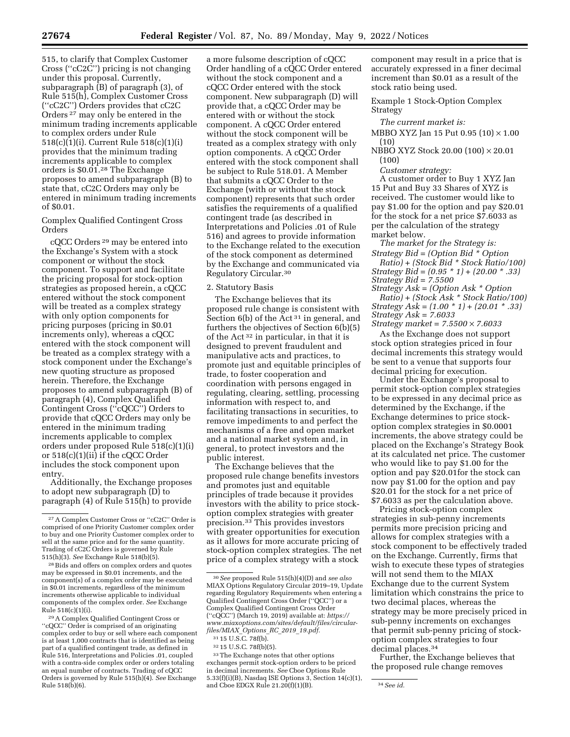515, to clarify that Complex Customer Cross (''cC2C'') pricing is not changing under this proposal. Currently, subparagraph (B) of paragraph (3), of Rule 515(h), Complex Customer Cross (''cC2C'') Orders provides that cC2C Orders [27] may only be entered in the minimum trading increments applicable to complex orders under Rule 518(c)(1)(i). Current Rule 518(c)(1)(i) provides that the minimum trading increments applicable to complex orders is $0.01.[28] The Exchange proposes to amend subparagraph (B) to state that, cC2C Orders may only be entered in minimum trading increments of $0.01.

Complex Qualified Contingent Cross Orders

cQCC Orders [29] may be entered into the Exchange's System with a stock component or without the stock component. To support and facilitate the pricing proposal for stock-option strategies as proposed herein, a cQCC entered without the stock component will be treated as a complex strategy with only option components for pricing purposes (pricing in $0.01 increments only), whereas a cQCC entered with the stock component will be treated as a complex strategy with a stock component under the Exchange's new quoting structure as proposed herein. Therefore, the Exchange proposes to amend subparagraph (B) of paragraph (4), Complex Qualified Contingent Cross (''cQCC'') Orders to provide that cQCC Orders may only be entered in the minimum trading increments applicable to complex orders under proposed Rule 518(c)(1)(i) or 518(c)(1)(ii) if the cQCC Order includes the stock component upon entry.

Additionally, the Exchange proposes to adopt new subparagraph (D) to paragraph (4) of Rule 515(h) to provide a more fulsome description of cQCC Order handling of a cQCC Order entered without the stock component and a cQCC Order entered with the stock component. New subparagraph (D) will provide that, a cQCC Order may be entered with or without the stock component. A cQCC Order entered without the stock component will be treated as a complex strategy with only option components. A cQCC Order entered with the stock component shall be subject to Rule 518.01. A Member that submits a cQCC Order to the Exchange (with or without the stock component) represents that such order satisfies the requirements of a qualified contingent trade (as described in Interpretations and Policies .01 of Rule 516) and agrees to provide information to the Exchange related to the execution of the stock component as determined by the Exchange and communicated via Regulatory Circular.[30]

2. Statutory Basis

The Exchange believes that its proposed rule change is consistent with Section 6(b) of the Act [31] in general, and furthers the objectives of Section 6(b)(5) of the Act [32] in particular, in that it is designed to prevent fraudulent and manipulative acts and practices, to promote just and equitable principles of trade, to foster cooperation and coordination with persons engaged in regulating, clearing, settling, processing information with respect to, and facilitating transactions in securities, to remove impediments to and perfect the mechanisms of a free and open market and a national market system and, in general, to protect investors and the public interest.

The Exchange believes that the proposed rule change benefits investors and promotes just and equitable principles of trade because it provides investors with the ability to price stock-option complex strategies with greater precision.[33] This provides investors with greater opportunities for execution as it allows for more accurate pricing of stock-option complex strategies. The net price of a complex strategy with a stock component may result in a price that is accurately expressed in a finer decimal increment than $0.01 as a result of the stock ratio being used.

Example 1 Stock-Option Complex Strategy

*The current market is:*

MBBO XYZ Jan 15 Put 0.95 (10) × 1.00 (10)

NBBO XYZ Stock 20.00 (100) × 20.01 (100)

*Customer strategy:*

A customer order to Buy 1 XYZ Jan 15 Put and Buy 33 Shares of XYZ is received. The customer would like to pay $1.00 for the option and pay $20.01 for the stock for a net price $7.6033 as per the calculation of the strategy market below.

*The market for the Strategy is:*

*Strategy Bid = (Option Bid * Option Ratio) + (Stock Bid * Stock Ratio/100)*

*Strategy Bid = (0.95 * 1) + (20.00 * .33)*

*Strategy Bid = 7.5500*

*Strategy Ask = (Option Ask * Option Ratio) + (Stock Ask * Stock Ratio/100)*

*Strategy Ask = (1.00 * 1) + (20.01 * .33)*

*Strategy Ask = 7.6033*

*Strategy market = 7.5500 × 7.6033*

As the Exchange does not support stock option strategies priced in four decimal increments this strategy would be sent to a venue that supports four decimal pricing for execution.

Under the Exchange's proposal to permit stock-option complex strategies to be expressed in any decimal price as determined by the Exchange, if the Exchange determines to price stock-option complex strategies in $0.0001 increments, the above strategy could be placed on the Exchange's Strategy Book at its calculated net price. The customer who would like to pay $1.00 for the option and pay $20.01for the stock can now pay $1.00 for the option and pay $20.01 for the stock for a net price of $7.6033 as per the calculation above.

Pricing stock-option complex strategies in sub-penny increments permits more precision pricing and allows for complex strategies with a stock component to be effectively traded on the Exchange. Currently, firms that wish to execute these types of strategies will not send them to the MIAX Exchange due to the current System limitation which constrains the price to two decimal places, whereas the strategy may be more precisely priced in sub-penny increments on exchanges that permit sub-penny pricing of stock-option complex strategies to four decimal places.[34]

Further, the Exchange believes that the proposed rule change removes

---

[27] A Complex Customer Cross or ''cC2C'' Order is comprised of one Priority Customer complex order to buy and one Priority Customer complex order to sell at the same price and for the same quantity. Trading of cC2C Orders is governed by Rule 515(h)(3). *See* Exchange Rule 518(b)(5).

[28] Bids and offers on complex orders and quotes may be expressed in $0.01 increments, and the component(s) of a complex order may be executed in $0.01 increments, regardless of the minimum increments otherwise applicable to individual components of the complex order. *See* Exchange Rule 518(c)(1)(i).

[29] A Complex Qualified Contingent Cross or ''cQCC'' Order is comprised of an originating complex order to buy or sell where each component is at least 1,000 contracts that is identified as being part of a qualified contingent trade, as defined in Rule 516, Interpretations and Policies .01, coupled with a contra-side complex order or orders totaling an equal number of contracts. Trading of cQCC Orders is governed by Rule 515(h)(4). *See* Exchange Rule 518(b)(6).

[30] *See* proposed Rule 515(h)(4)(D) and *see also* MIAX Options Regulatory Circular 2019–19, Update regarding Regulatory Requirements when entering a Qualified Contingent Cross Order (''QCC'') or a Complex Qualified Contingent Cross Order (''cQCC'') (March 19, 2019) available at: *https://www.miaxoptions.com/sites/default/files/circular-files/MIAX_Options_RC_2019_19.pdf.*

[31] 15 U.S.C. 78f(b).

[32] 15 U.S.C. 78f(b)(5).

[33] The Exchange notes that other options exchanges permit stock-option orders to be priced in decimal increments. *See* Cboe Options Rule 5.33(f)(i)(B), Nasdaq ISE Options 3, Section 14(c)(1), and Cboe EDGX Rule 21.20(f)(1)(B).

[34] *See id.*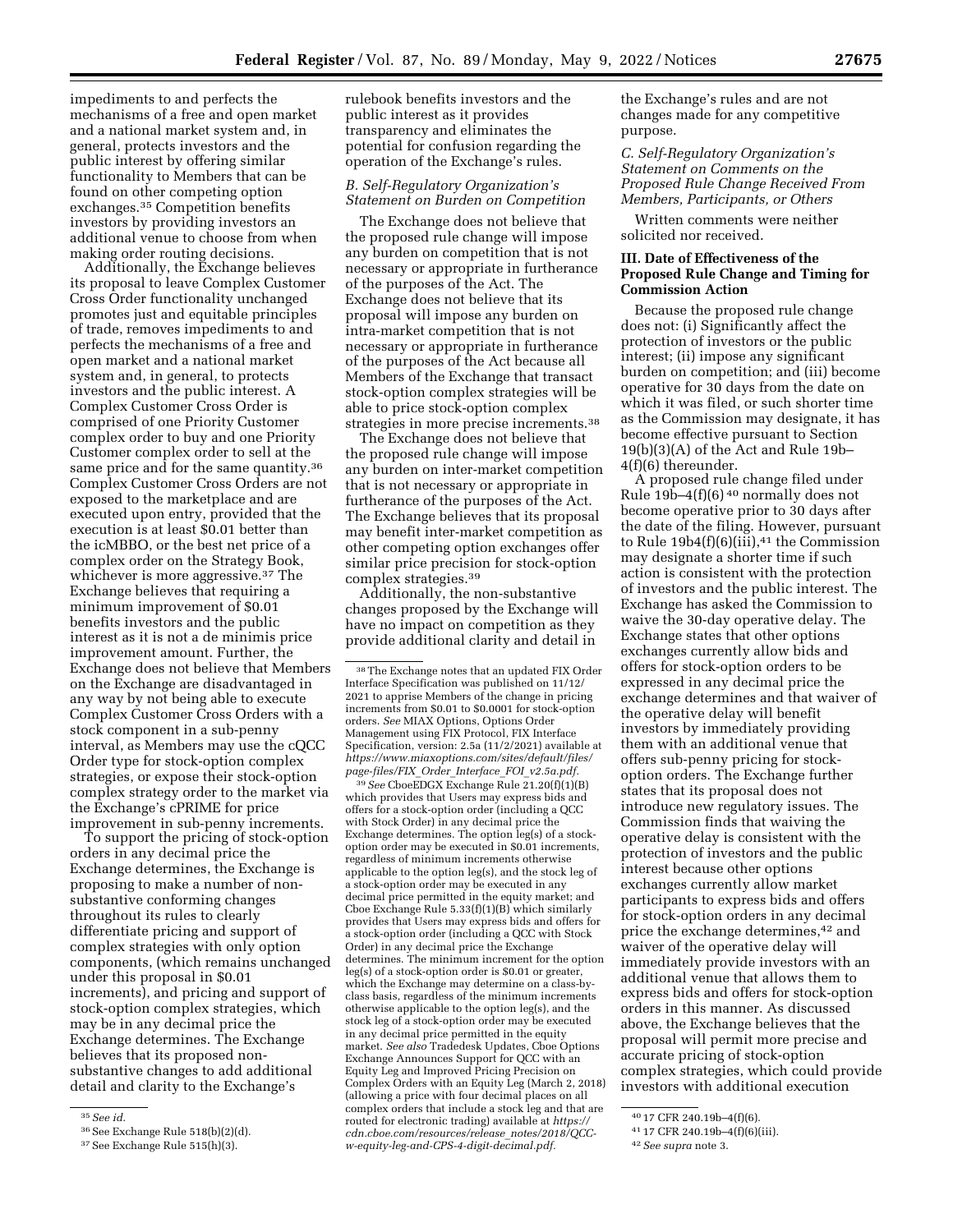impediments to and perfects the mechanisms of a free and open market and a national market system and, in general, protects investors and the public interest by offering similar functionality to Members that can be found on other competing option exchanges.[35] Competition benefits investors by providing investors an additional venue to choose from when making order routing decisions.

Additionally, the Exchange believes its proposal to leave Complex Customer Cross Order functionality unchanged promotes just and equitable principles of trade, removes impediments to and perfects the mechanisms of a free and open market and a national market system and, in general, to protects investors and the public interest. A Complex Customer Cross Order is comprised of one Priority Customer complex order to buy and one Priority Customer complex order to sell at the same price and for the same quantity.[36] Complex Customer Cross Orders are not exposed to the marketplace and are executed upon entry, provided that the execution is at least $0.01 better than the icMBBO, or the best net price of a complex order on the Strategy Book, whichever is more aggressive.[37] The Exchange believes that requiring a minimum improvement of $0.01 benefits investors and the public interest as it is not a de minimis price improvement amount. Further, the Exchange does not believe that Members on the Exchange are disadvantaged in any way by not being able to execute Complex Customer Cross Orders with a stock component in a sub-penny interval, as Members may use the cQCC Order type for stock-option complex strategies, or expose their stock-option complex strategy order to the market via the Exchange's cPRIME for price improvement in sub-penny increments.

To support the pricing of stock-option orders in any decimal price the Exchange determines, the Exchange is proposing to make a number of non-substantive conforming changes throughout its rules to clearly differentiate pricing and support of complex strategies with only option components, (which remains unchanged under this proposal in $0.01 increments), and pricing and support of stock-option complex strategies, which may be in any decimal price the Exchange determines. The Exchange believes that its proposed non-substantive changes to add additional detail and clarity to the Exchange's rulebook benefits investors and the public interest as it provides transparency and eliminates the potential for confusion regarding the operation of the Exchange's rules.

*B. Self-Regulatory Organization's Statement on Burden on Competition*

The Exchange does not believe that the proposed rule change will impose any burden on competition that is not necessary or appropriate in furtherance of the purposes of the Act. The Exchange does not believe that its proposal will impose any burden on intra-market competition that is not necessary or appropriate in furtherance of the purposes of the Act because all Members of the Exchange that transact stock-option complex strategies will be able to price stock-option complex strategies in more precise increments.[38]

The Exchange does not believe that the proposed rule change will impose any burden on inter-market competition that is not necessary or appropriate in furtherance of the purposes of the Act. The Exchange believes that its proposal may benefit inter-market competition as other competing option exchanges offer similar price precision for stock-option complex strategies.[39]

Additionally, the non-substantive changes proposed by the Exchange will have no impact on competition as they provide additional clarity and detail in the Exchange's rules and are not changes made for any competitive purpose.

*C. Self-Regulatory Organization's Statement on Comments on the Proposed Rule Change Received From Members, Participants, or Others*

Written comments were neither solicited nor received.

**III. Date of Effectiveness of the Proposed Rule Change and Timing for Commission Action**

Because the proposed rule change does not: (i) Significantly affect the protection of investors or the public interest; (ii) impose any significant burden on competition; and (iii) become operative for 30 days from the date on which it was filed, or such shorter time as the Commission may designate, it has become effective pursuant to Section 19(b)(3)(A) of the Act and Rule 19b–4(f)(6) thereunder.

A proposed rule change filed under Rule 19b–4(f)(6)[40] normally does not become operative prior to 30 days after the date of the filing. However, pursuant to Rule 19b4(f)(6)(iii),[41] the Commission may designate a shorter time if such action is consistent with the protection of investors and the public interest. The Exchange has asked the Commission to waive the 30-day operative delay. The Exchange states that other options exchanges currently allow bids and offers for stock-option orders to be expressed in any decimal price the exchange determines and that waiver of the operative delay will benefit investors by immediately providing them with an additional venue that offers sub-penny pricing for stock-option orders. The Exchange further states that its proposal does not introduce new regulatory issues. The Commission finds that waiving the operative delay is consistent with the protection of investors and the public interest because other options exchanges currently allow market participants to express bids and offers for stock-option orders in any decimal price the exchange determines,[42] and waiver of the operative delay will immediately provide investors with an additional venue that allows them to express bids and offers for stock-option orders in this manner. As discussed above, the Exchange believes that the proposal will permit more precise and accurate pricing of stock-option complex strategies, which could provide investors with additional execution

---

[35] *See id.*

[36] See Exchange Rule 518(b)(2)(d).

[37] See Exchange Rule 515(h)(3).

[38] The Exchange notes that an updated FIX Order Interface Specification was published on 11/12/2021 to apprise Members of the change in pricing increments from $0.01 to $0.0001 for stock-option orders. *See* MIAX Options, Options Order Management using FIX Protocol, FIX Interface Specification, version: 2.5a (11/2/2021) available at *https://www.miaxoptions.com/sites/default/files/page-files/FIX_Order_Interface_FOI_v2.5a.pdf.*

[39] *See* CboeEDGX Exchange Rule 21.20(f)(1)(B) which provides that Users may express bids and offers for a stock-option order (including a QCC with Stock Order) in any decimal price the Exchange determines. The option leg(s) of a stock-option order may be executed in $0.01 increments, regardless of minimum increments otherwise applicable to the option leg(s), and the stock leg of a stock-option order may be executed in any decimal price permitted in the equity market; and Cboe Exchange Rule 5.33(f)(1)(B) which similarly provides that Users may express bids and offers for a stock-option order (including a QCC with Stock Order) in any decimal price the Exchange determines. The minimum increment for the option leg(s) of a stock-option order is $0.01 or greater, which the Exchange may determine on a class-by-class basis, regardless of the minimum increments otherwise applicable to the option leg(s), and the stock leg of a stock-option order may be executed in any decimal price permitted in the equity market. *See also* Tradedesk Updates, Cboe Options Exchange Announces Support for QCC with an Equity Leg and Improved Pricing Precision on Complex Orders with an Equity Leg (March 2, 2018) (allowing a price with four decimal places on all complex orders that include a stock leg and that are routed for electronic trading) available at *https://cdn.cboe.com/resources/release_notes/2018/QCC-w-equity-leg-and-CPS-4-digit-decimal.pdf.*

[40] 17 CFR 240.19b–4(f)(6).

[41] 17 CFR 240.19b–4(f)(6)(iii).

[42] *See supra* note 3.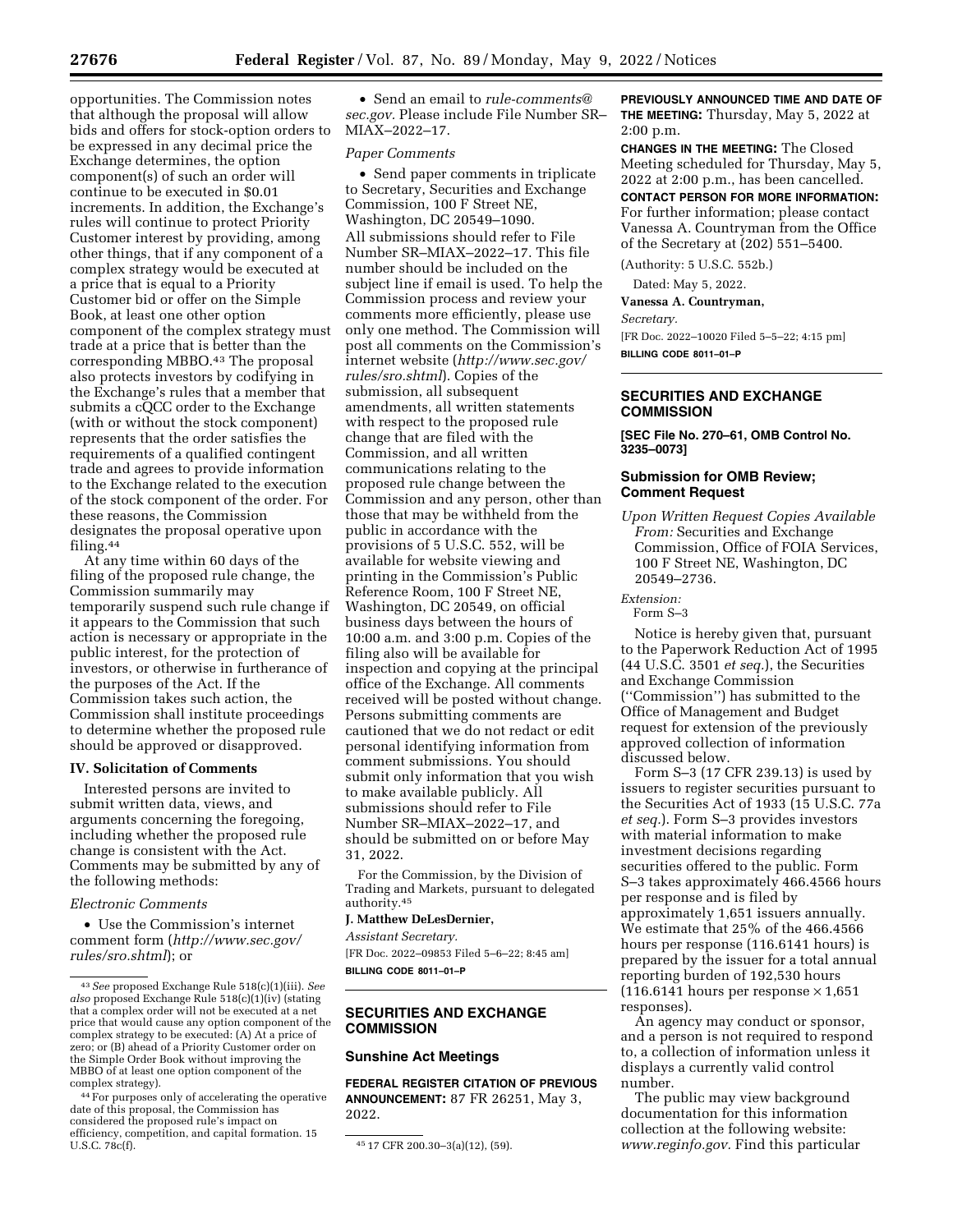opportunities. The Commission notes that although the proposal will allow bids and offers for stock-option orders to be expressed in any decimal price the Exchange determines, the option component(s) of such an order will continue to be executed in $0.01 increments. In addition, the Exchange's rules will continue to protect Priority Customer interest by providing, among other things, that if any component of a complex strategy would be executed at a price that is equal to a Priority Customer bid or offer on the Simple Book, at least one other option component of the complex strategy must trade at a price that is better than the corresponding MBBO.[43] The proposal also protects investors by codifying in the Exchange's rules that a member that submits a cQCC order to the Exchange (with or without the stock component) represents that the order satisfies the requirements of a qualified contingent trade and agrees to provide information to the Exchange related to the execution of the stock component of the order. For these reasons, the Commission designates the proposal operative upon filing.[44]

At any time within 60 days of the filing of the proposed rule change, the Commission summarily may temporarily suspend such rule change if it appears to the Commission that such action is necessary or appropriate in the public interest, for the protection of investors, or otherwise in furtherance of the purposes of the Act. If the Commission takes such action, the Commission shall institute proceedings to determine whether the proposed rule should be approved or disapproved.

## IV. Solicitation of Comments

Interested persons are invited to submit written data, views, and arguments concerning the foregoing, including whether the proposed rule change is consistent with the Act. Comments may be submitted by any of the following methods:

*Electronic Comments*

- Use the Commission's internet comment form (*http://www.sec.gov/rules/sro.shtml*); or
- Send an email to *rule-comments@sec.gov.* Please include File Number SR–MIAX–2022–17.

*Paper Comments*

- Send paper comments in triplicate to Secretary, Securities and Exchange Commission, 100 F Street NE, Washington, DC 20549–1090.

All submissions should refer to File Number SR–MIAX–2022–17. This file number should be included on the subject line if email is used. To help the Commission process and review your comments more efficiently, please use only one method. The Commission will post all comments on the Commission's internet website (*http://www.sec.gov/rules/sro.shtml*). Copies of the submission, all subsequent amendments, all written statements with respect to the proposed rule change that are filed with the Commission, and all written communications relating to the proposed rule change between the Commission and any person, other than those that may be withheld from the public in accordance with the provisions of 5 U.S.C. 552, will be available for website viewing and printing in the Commission's Public Reference Room, 100 F Street NE, Washington, DC 20549, on official business days between the hours of 10:00 a.m. and 3:00 p.m. Copies of the filing also will be available for inspection and copying at the principal office of the Exchange. All comments received will be posted without change. Persons submitting comments are cautioned that we do not redact or edit personal identifying information from comment submissions. You should submit only information that you wish to make available publicly. All submissions should refer to File Number SR–MIAX–2022–17, and should be submitted on or before May 31, 2022.

For the Commission, by the Division of Trading and Markets, pursuant to delegated authority.[45]

**J. Matthew DeLesDernier,**

*Assistant Secretary.*

[FR Doc. 2022–09853 Filed 5–6–22; 8:45 am]

**BILLING CODE 8011–01–P**

[43] *See* proposed Exchange Rule 518(c)(1)(iii). *See also* proposed Exchange Rule 518(c)(1)(iv) (stating that a complex order will not be executed at a net price that would cause any option component of the complex strategy to be executed: (A) At a price of zero; or (B) ahead of a Priority Customer order on the Simple Order Book without improving the MBBO of at least one option component of the complex strategy).

[44] For purposes only of accelerating the operative date of this proposal, the Commission has considered the proposed rule's impact on efficiency, competition, and capital formation. 15 U.S.C. 78c(f).

[45] 17 CFR 200.30–3(a)(12), (59).

## SECURITIES AND EXCHANGE COMMISSION

### Sunshine Act Meetings

**FEDERAL REGISTER CITATION OF PREVIOUS ANNOUNCEMENT:** 87 FR 26251, May 3, 2022.

**PREVIOUSLY ANNOUNCED TIME AND DATE OF THE MEETING:** Thursday, May 5, 2022 at 2:00 p.m.

**CHANGES IN THE MEETING:** The Closed Meeting scheduled for Thursday, May 5, 2022 at 2:00 p.m., has been cancelled.

**CONTACT PERSON FOR MORE INFORMATION:** For further information; please contact Vanessa A. Countryman from the Office of the Secretary at (202) 551–5400.

(Authority: 5 U.S.C. 552b.)

Dated: May 5, 2022.

**Vanessa A. Countryman,**

*Secretary.*

[FR Doc. 2022–10020 Filed 5–5–22; 4:15 pm]

**BILLING CODE 8011–01–P**

## SECURITIES AND EXCHANGE COMMISSION

**[SEC File No. 270–61, OMB Control No. 3235–0073]**

### Submission for OMB Review; Comment Request

*Upon Written Request Copies Available From:* Securities and Exchange Commission, Office of FOIA Services, 100 F Street NE, Washington, DC 20549–2736.

*Extension:*

Form S–3

Notice is hereby given that, pursuant to the Paperwork Reduction Act of 1995 (44 U.S.C. 3501 *et seq.*), the Securities and Exchange Commission ("Commission") has submitted to the Office of Management and Budget request for extension of the previously approved collection of information discussed below.

Form S–3 (17 CFR 239.13) is used by issuers to register securities pursuant to the Securities Act of 1933 (15 U.S.C. 77a *et seq.*). Form S–3 provides investors with material information to make investment decisions regarding securities offered to the public. Form S–3 takes approximately 466.4566 hours per response and is filed by approximately 1,651 issuers annually. We estimate that 25% of the 466.4566 hours per response (116.6141 hours) is prepared by the issuer for a total annual reporting burden of 192,530 hours (116.6141 hours per response × 1,651 responses).

An agency may conduct or sponsor, and a person is not required to respond to, a collection of information unless it displays a currently valid control number.

The public may view background documentation for this information collection at the following website: *www.reginfo.gov.* Find this particular